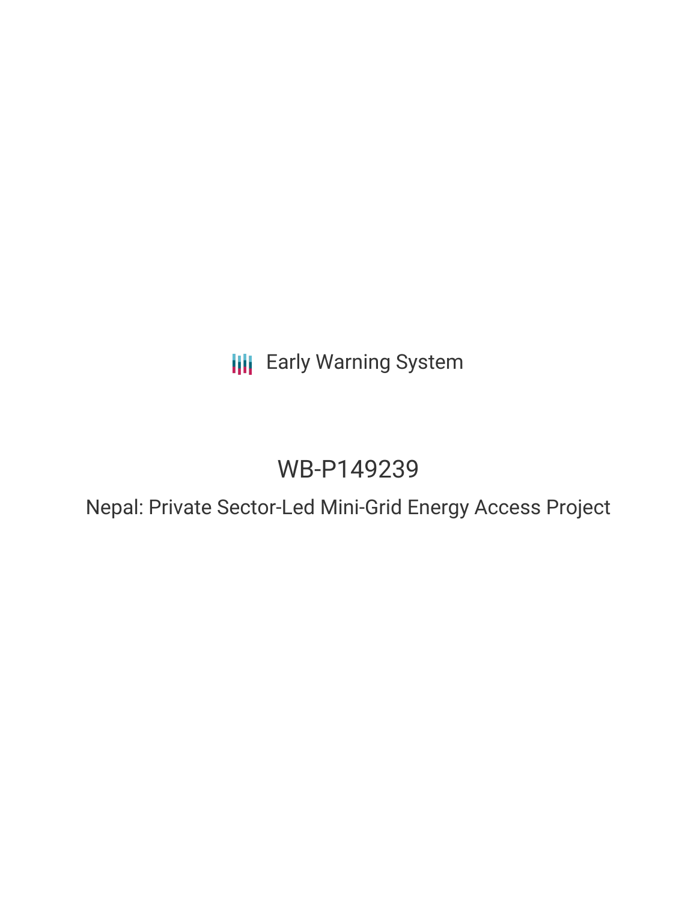Early Warning System

# WB-P149239

## Nepal: Private Sector-Led Mini-Grid Energy Access Project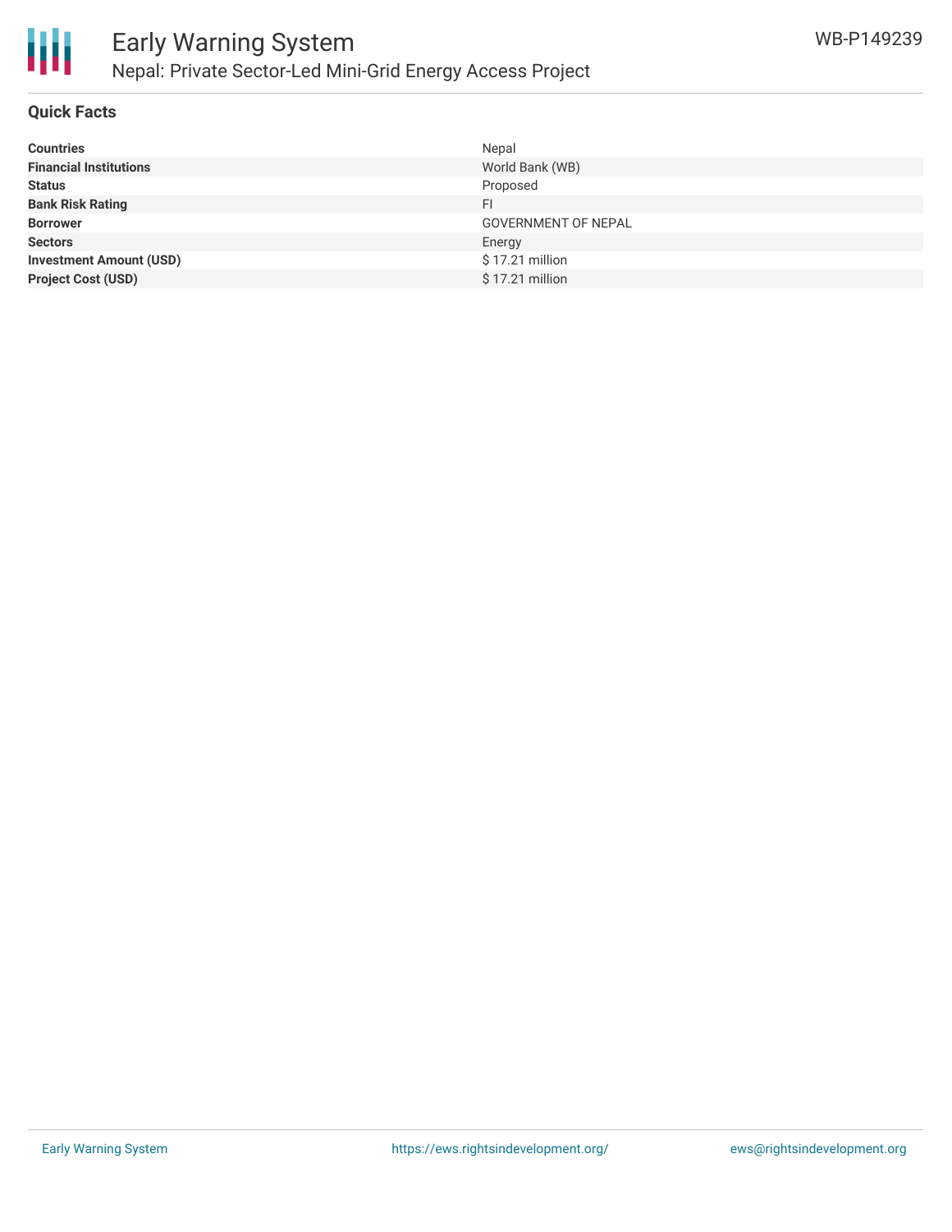# Early Warning System

## Nepal: Private Sector-Led Mini-Grid Energy Access Project

WB-P149239

### Quick Facts

| | |
|---|---|
| **Countries** | Nepal |
| **Financial Institutions** | World Bank (WB) |
| **Status** | Proposed |
| **Bank Risk Rating** | FI |
| **Borrower** | GOVERNMENT OF NEPAL |
| **Sectors** | Energy |
| **Investment Amount (USD)** | $ 17.21 million |
| **Project Cost (USD)** | $ 17.21 million |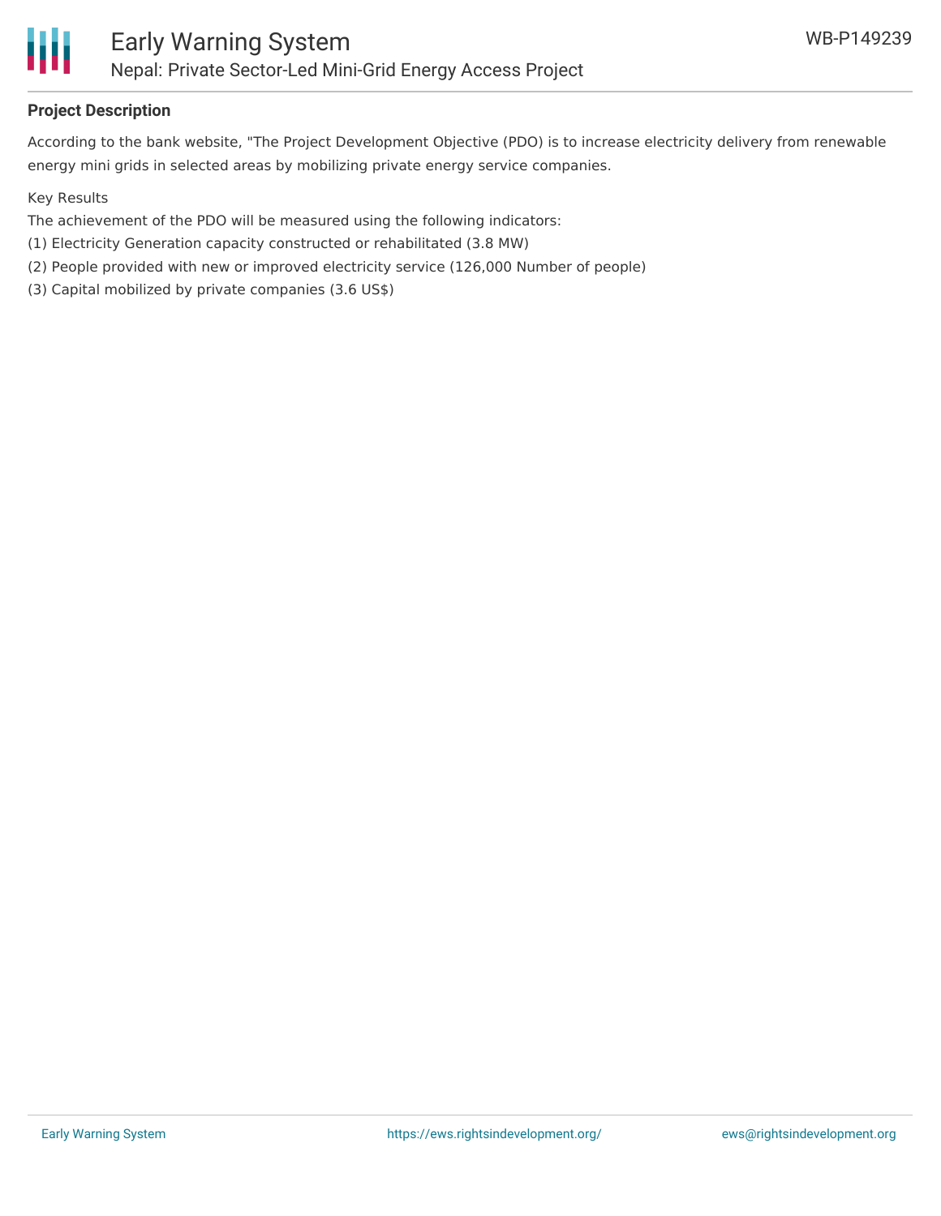**Project Description**

According to the bank website, "The Project Development Objective (PDO) is to increase electricity delivery from renewable energy mini grids in selected areas by mobilizing private energy service companies.

Key Results

The achievement of the PDO will be measured using the following indicators:

(1) Electricity Generation capacity constructed or rehabilitated (3.8 MW)

(2) People provided with new or improved electricity service (126,000 Number of people)

(3) Capital mobilized by private companies (3.6 US$)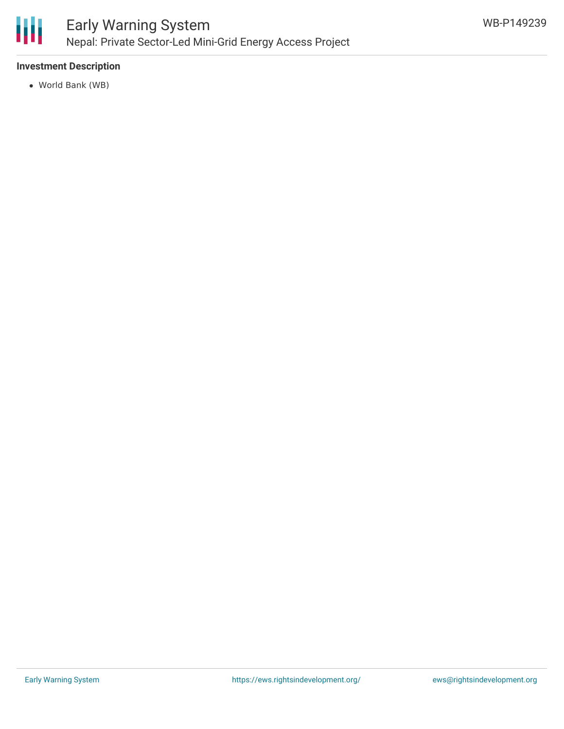**Investment Description**

- World Bank (WB)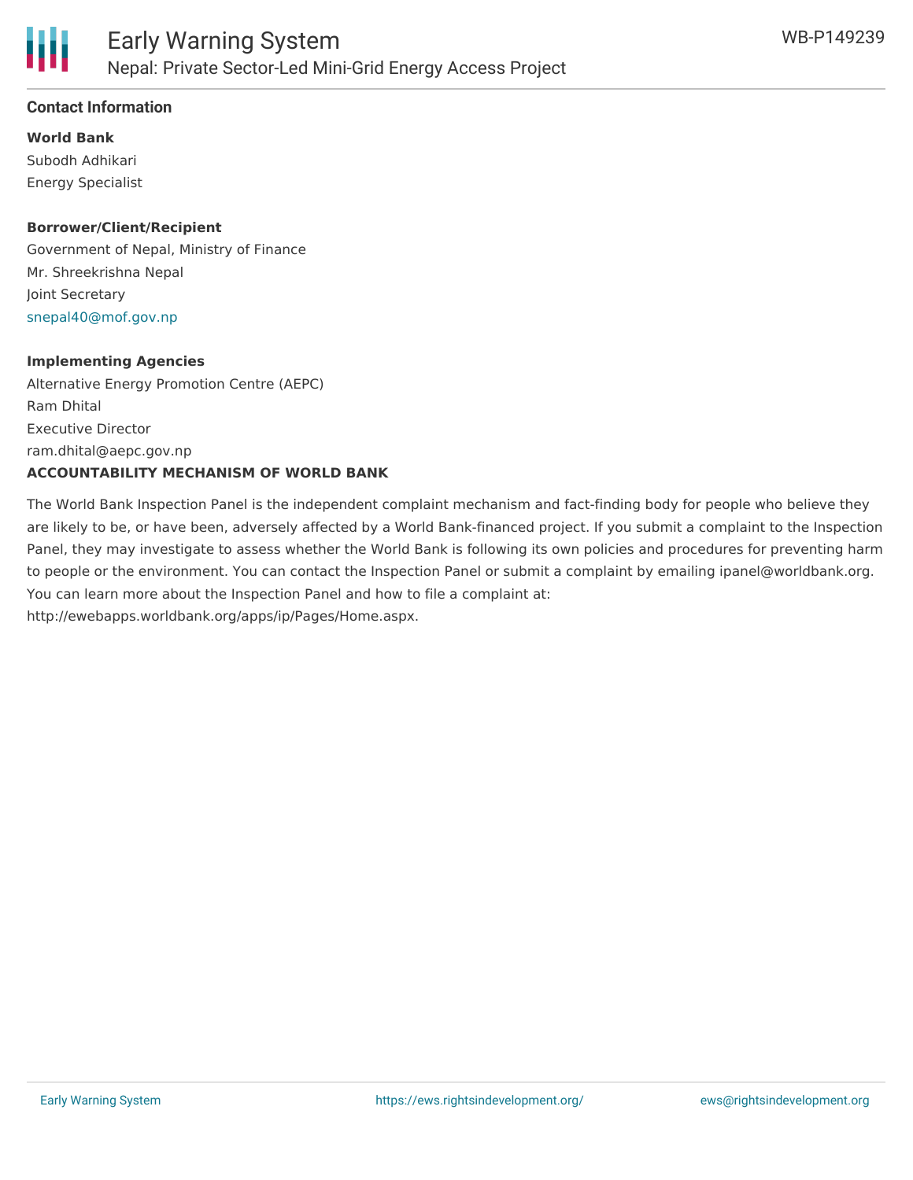## Contact Information

**World Bank**

Subodh Adhikari
Energy Specialist

**Borrower/Client/Recipient**

Government of Nepal, Ministry of Finance
Mr. Shreekrishna Nepal
Joint Secretary
snepal40@mof.gov.np

**Implementing Agencies**

Alternative Energy Promotion Centre (AEPC)
Ram Dhital
Executive Director
ram.dhital@aepc.gov.np

**ACCOUNTABILITY MECHANISM OF WORLD BANK**

The World Bank Inspection Panel is the independent complaint mechanism and fact-finding body for people who believe they are likely to be, or have been, adversely affected by a World Bank-financed project. If you submit a complaint to the Inspection Panel, they may investigate to assess whether the World Bank is following its own policies and procedures for preventing harm to people or the environment. You can contact the Inspection Panel or submit a complaint by emailing ipanel@worldbank.org. You can learn more about the Inspection Panel and how to file a complaint at: http://ewebapps.worldbank.org/apps/ip/Pages/Home.aspx.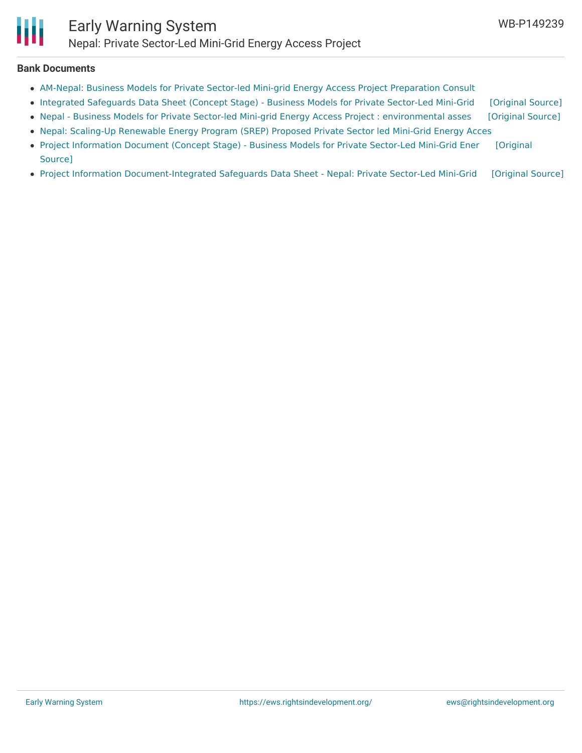**Bank Documents**

- AM-Nepal: Business Models for Private Sector-led Mini-grid Energy Access Project Preparation Consult
- Integrated Safeguards Data Sheet (Concept Stage) - Business Models for Private Sector-Led Mini-Grid [Original Source]
- Nepal - Business Models for Private Sector-led Mini-grid Energy Access Project : environmental asses [Original Source]
- Nepal: Scaling-Up Renewable Energy Program (SREP) Proposed Private Sector led Mini-Grid Energy Acces
- Project Information Document (Concept Stage) - Business Models for Private Sector-Led Mini-Grid Ener [Original Source]
- Project Information Document-Integrated Safeguards Data Sheet - Nepal: Private Sector-Led Mini-Grid [Original Source]